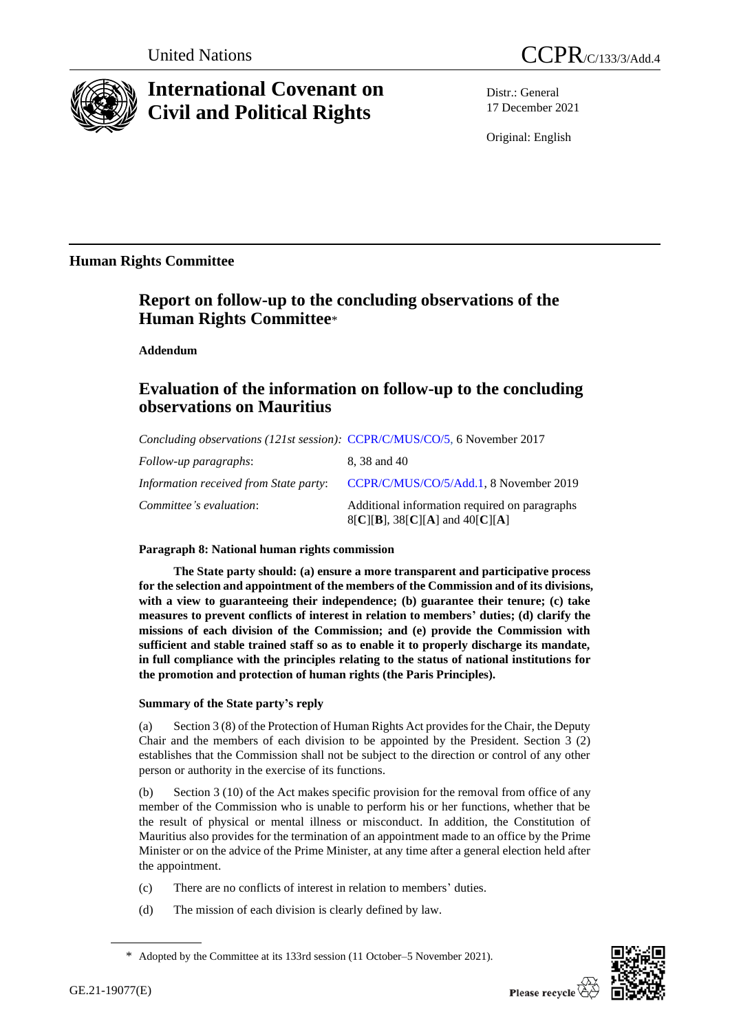United Nations

CCPR/C/133/3/Add.4

# International Covenant on Civil and Political Rights

Distr.: General
17 December 2021

Original: English

## Human Rights Committee

# Report on follow-up to the concluding observations of the Human Rights Committee*

**Addendum**

# Evaluation of the information on follow-up to the concluding observations on Mauritius

| | |
|---|---|
| *Concluding observations (121st session):* | CCPR/C/MUS/CO/5, 6 November 2017 |
| *Follow-up paragraphs*: | 8, 38 and 40 |
| *Information received from State party*: | CCPR/C/MUS/CO/5/Add.1, 8 November 2019 |
| *Committee's evaluation*: | Additional information required on paragraphs 8[**C**][**B**], 38[**C**][**A**] and 40[**C**][**A**] |

### Paragraph 8: National human rights commission

**The State party should: (a) ensure a more transparent and participative process for the selection and appointment of the members of the Commission and of its divisions, with a view to guaranteeing their independence; (b) guarantee their tenure; (c) take measures to prevent conflicts of interest in relation to members' duties; (d) clarify the missions of each division of the Commission; and (e) provide the Commission with sufficient and stable trained staff so as to enable it to properly discharge its mandate, in full compliance with the principles relating to the status of national institutions for the promotion and protection of human rights (the Paris Principles).**

#### Summary of the State party's reply

(a) Section 3 (8) of the Protection of Human Rights Act provides for the Chair, the Deputy Chair and the members of each division to be appointed by the President. Section 3 (2) establishes that the Commission shall not be subject to the direction or control of any other person or authority in the exercise of its functions.

(b) Section 3 (10) of the Act makes specific provision for the removal from office of any member of the Commission who is unable to perform his or her functions, whether that be the result of physical or mental illness or misconduct. In addition, the Constitution of Mauritius also provides for the termination of an appointment made to an office by the Prime Minister or on the advice of the Prime Minister, at any time after a general election held after the appointment.

(c) There are no conflicts of interest in relation to members' duties.

(d) The mission of each division is clearly defined by law.

\* Adopted by the Committee at its 133rd session (11 October–5 November 2021).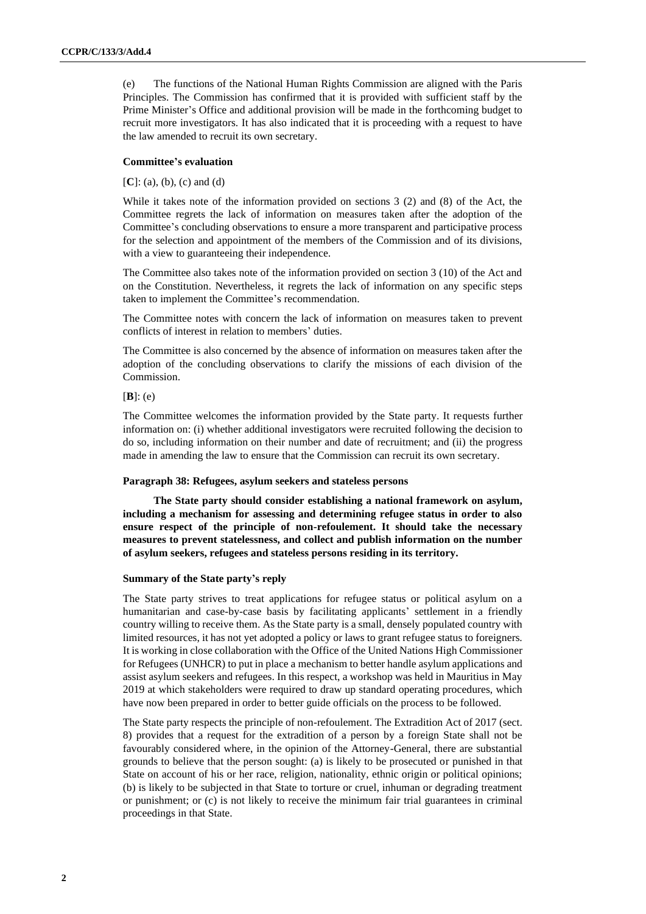(e) The functions of the National Human Rights Commission are aligned with the Paris Principles. The Commission has confirmed that it is provided with sufficient staff by the Prime Minister's Office and additional provision will be made in the forthcoming budget to recruit more investigators. It has also indicated that it is proceeding with a request to have the law amended to recruit its own secretary.

#### Committee's evaluation

[**C**]: (a), (b), (c) and (d)

While it takes note of the information provided on sections 3 (2) and (8) of the Act, the Committee regrets the lack of information on measures taken after the adoption of the Committee's concluding observations to ensure a more transparent and participative process for the selection and appointment of the members of the Commission and of its divisions, with a view to guaranteeing their independence.

The Committee also takes note of the information provided on section 3 (10) of the Act and on the Constitution. Nevertheless, it regrets the lack of information on any specific steps taken to implement the Committee's recommendation.

The Committee notes with concern the lack of information on measures taken to prevent conflicts of interest in relation to members' duties.

The Committee is also concerned by the absence of information on measures taken after the adoption of the concluding observations to clarify the missions of each division of the Commission.

[**B**]: (e)

The Committee welcomes the information provided by the State party. It requests further information on: (i) whether additional investigators were recruited following the decision to do so, including information on their number and date of recruitment; and (ii) the progress made in amending the law to ensure that the Commission can recruit its own secretary.

#### Paragraph 38: Refugees, asylum seekers and stateless persons

**The State party should consider establishing a national framework on asylum, including a mechanism for assessing and determining refugee status in order to also ensure respect of the principle of non-refoulement. It should take the necessary measures to prevent statelessness, and collect and publish information on the number of asylum seekers, refugees and stateless persons residing in its territory.**

#### Summary of the State party's reply

The State party strives to treat applications for refugee status or political asylum on a humanitarian and case-by-case basis by facilitating applicants' settlement in a friendly country willing to receive them. As the State party is a small, densely populated country with limited resources, it has not yet adopted a policy or laws to grant refugee status to foreigners. It is working in close collaboration with the Office of the United Nations High Commissioner for Refugees (UNHCR) to put in place a mechanism to better handle asylum applications and assist asylum seekers and refugees. In this respect, a workshop was held in Mauritius in May 2019 at which stakeholders were required to draw up standard operating procedures, which have now been prepared in order to better guide officials on the process to be followed.

The State party respects the principle of non-refoulement. The Extradition Act of 2017 (sect. 8) provides that a request for the extradition of a person by a foreign State shall not be favourably considered where, in the opinion of the Attorney-General, there are substantial grounds to believe that the person sought: (a) is likely to be prosecuted or punished in that State on account of his or her race, religion, nationality, ethnic origin or political opinions; (b) is likely to be subjected in that State to torture or cruel, inhuman or degrading treatment or punishment; or (c) is not likely to receive the minimum fair trial guarantees in criminal proceedings in that State.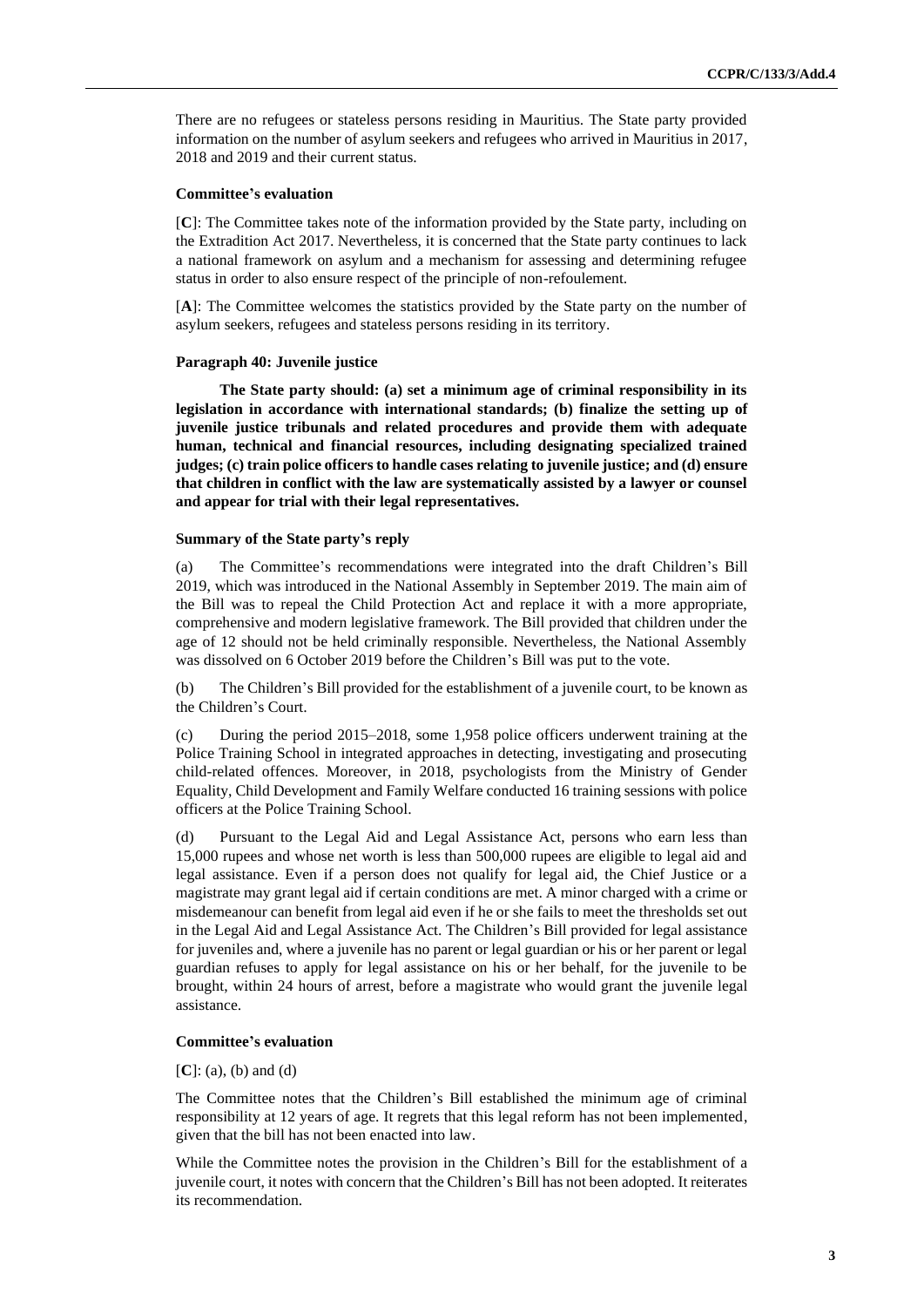There are no refugees or stateless persons residing in Mauritius. The State party provided information on the number of asylum seekers and refugees who arrived in Mauritius in 2017, 2018 and 2019 and their current status.

#### Committee's evaluation

[**C**]: The Committee takes note of the information provided by the State party, including on the Extradition Act 2017. Nevertheless, it is concerned that the State party continues to lack a national framework on asylum and a mechanism for assessing and determining refugee status in order to also ensure respect of the principle of non-refoulement.

[**A**]: The Committee welcomes the statistics provided by the State party on the number of asylum seekers, refugees and stateless persons residing in its territory.

#### Paragraph 40: Juvenile justice

**The State party should: (a) set a minimum age of criminal responsibility in its legislation in accordance with international standards; (b) finalize the setting up of juvenile justice tribunals and related procedures and provide them with adequate human, technical and financial resources, including designating specialized trained judges; (c) train police officers to handle cases relating to juvenile justice; and (d) ensure that children in conflict with the law are systematically assisted by a lawyer or counsel and appear for trial with their legal representatives.**

#### Summary of the State party's reply

(a) The Committee's recommendations were integrated into the draft Children's Bill 2019, which was introduced in the National Assembly in September 2019. The main aim of the Bill was to repeal the Child Protection Act and replace it with a more appropriate, comprehensive and modern legislative framework. The Bill provided that children under the age of 12 should not be held criminally responsible. Nevertheless, the National Assembly was dissolved on 6 October 2019 before the Children's Bill was put to the vote.

(b) The Children's Bill provided for the establishment of a juvenile court, to be known as the Children's Court.

(c) During the period 2015–2018, some 1,958 police officers underwent training at the Police Training School in integrated approaches in detecting, investigating and prosecuting child-related offences. Moreover, in 2018, psychologists from the Ministry of Gender Equality, Child Development and Family Welfare conducted 16 training sessions with police officers at the Police Training School.

(d) Pursuant to the Legal Aid and Legal Assistance Act, persons who earn less than 15,000 rupees and whose net worth is less than 500,000 rupees are eligible to legal aid and legal assistance. Even if a person does not qualify for legal aid, the Chief Justice or a magistrate may grant legal aid if certain conditions are met. A minor charged with a crime or misdemeanour can benefit from legal aid even if he or she fails to meet the thresholds set out in the Legal Aid and Legal Assistance Act. The Children's Bill provided for legal assistance for juveniles and, where a juvenile has no parent or legal guardian or his or her parent or legal guardian refuses to apply for legal assistance on his or her behalf, for the juvenile to be brought, within 24 hours of arrest, before a magistrate who would grant the juvenile legal assistance.

#### Committee's evaluation

[**C**]: (a), (b) and (d)

The Committee notes that the Children's Bill established the minimum age of criminal responsibility at 12 years of age. It regrets that this legal reform has not been implemented, given that the bill has not been enacted into law.

While the Committee notes the provision in the Children's Bill for the establishment of a juvenile court, it notes with concern that the Children's Bill has not been adopted. It reiterates its recommendation.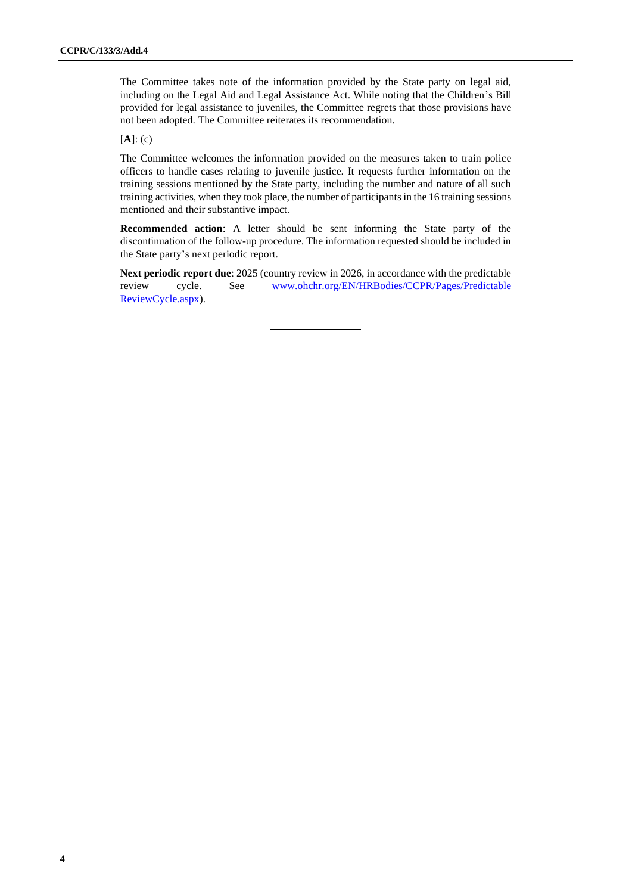The Committee takes note of the information provided by the State party on legal aid, including on the Legal Aid and Legal Assistance Act. While noting that the Children's Bill provided for legal assistance to juveniles, the Committee regrets that those provisions have not been adopted. The Committee reiterates its recommendation.

[**A**]: (c)

The Committee welcomes the information provided on the measures taken to train police officers to handle cases relating to juvenile justice. It requests further information on the training sessions mentioned by the State party, including the number and nature of all such training activities, when they took place, the number of participants in the 16 training sessions mentioned and their substantive impact.

**Recommended action**: A letter should be sent informing the State party of the discontinuation of the follow-up procedure. The information requested should be included in the State party's next periodic report.

**Next periodic report due**: 2025 (country review in 2026, in accordance with the predictable review cycle. See www.ohchr.org/EN/HRBodies/CCPR/Pages/PredictableReviewCycle.aspx).